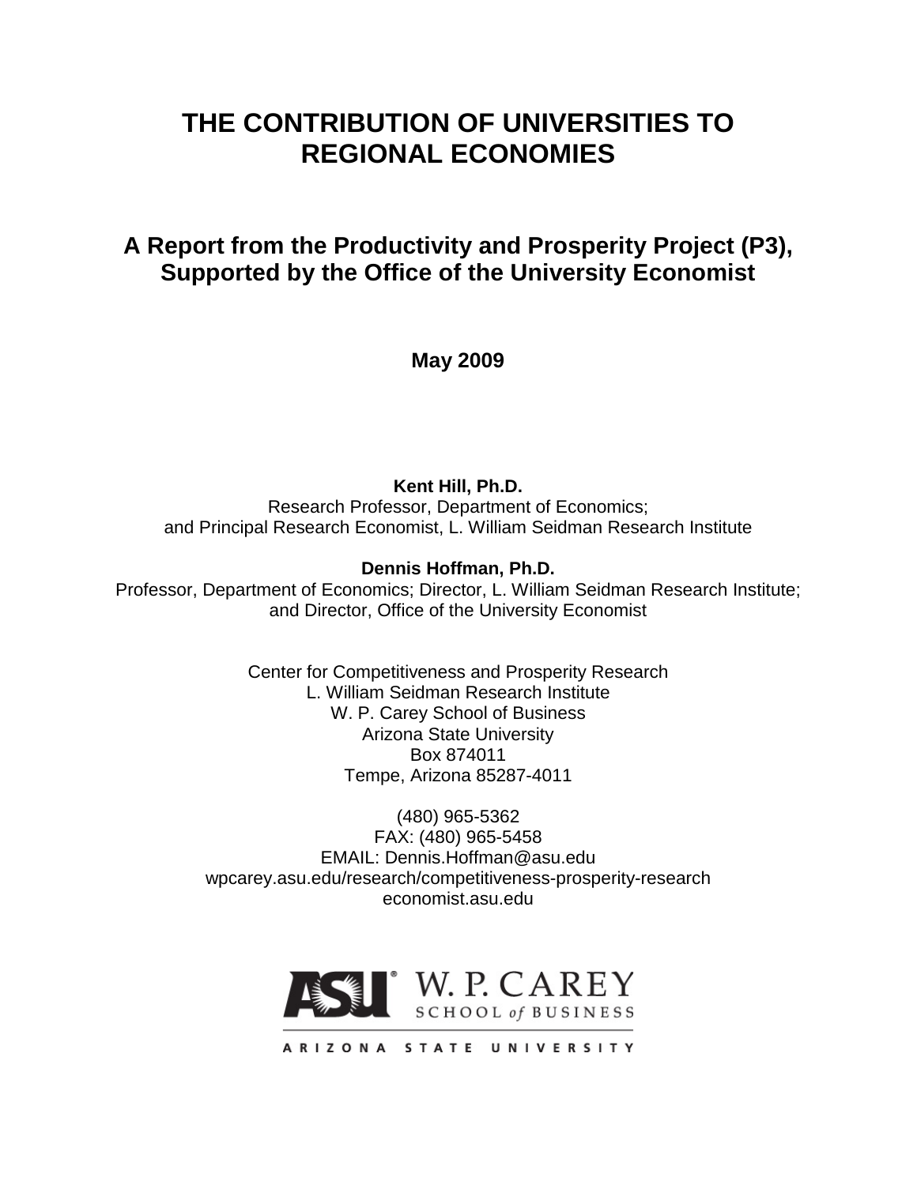# THE CONTRIBUTION OF UNIVERSITIES TO REGIONAL ECONOMIES

## A Report from the Productivity and Prosperity Project (P3), Supported by the Office of the University Economist

**May 2009**

**Kent Hill, Ph.D.**
Research Professor, Department of Economics;
and Principal Research Economist, L. William Seidman Research Institute

**Dennis Hoffman, Ph.D.**
Professor, Department of Economics; Director, L. William Seidman Research Institute;
and Director, Office of the University Economist

Center for Competitiveness and Prosperity Research
L. William Seidman Research Institute
W. P. Carey School of Business
Arizona State University
Box 874011
Tempe, Arizona 85287-4011

(480) 965-5362
FAX: (480) 965-5458
EMAIL: Dennis.Hoffman@asu.edu
wpcarey.asu.edu/research/competitiveness-prosperity-research
economist.asu.edu

ASU W. P. CAREY SCHOOL of BUSINESS

ARIZONA STATE UNIVERSITY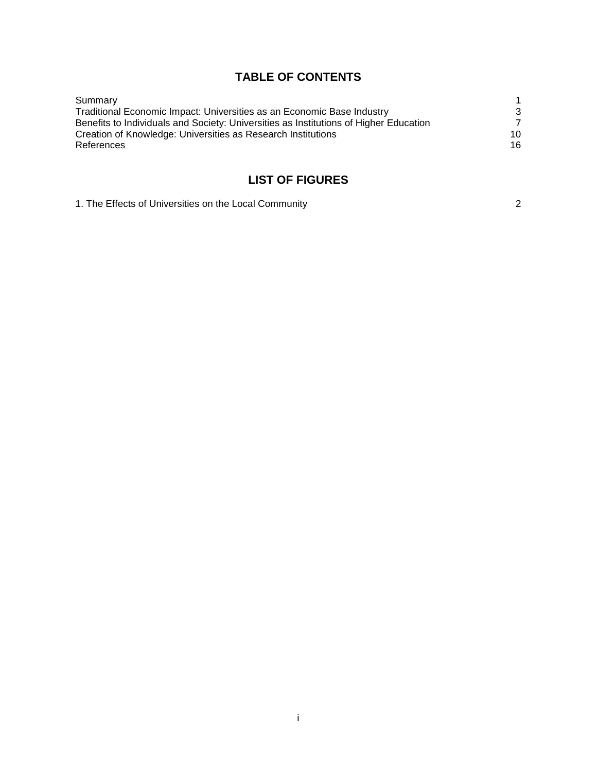# TABLE OF CONTENTS

| | |
|---|---|
| Summary | 1 |
| Traditional Economic Impact: Universities as an Economic Base Industry | 3 |
| Benefits to Individuals and Society: Universities as Institutions of Higher Education | 7 |
| Creation of Knowledge: Universities as Research Institutions | 10 |
| References | 16 |

# LIST OF FIGURES

| | |
|---|---|
| 1. The Effects of Universities on the Local Community | 2 |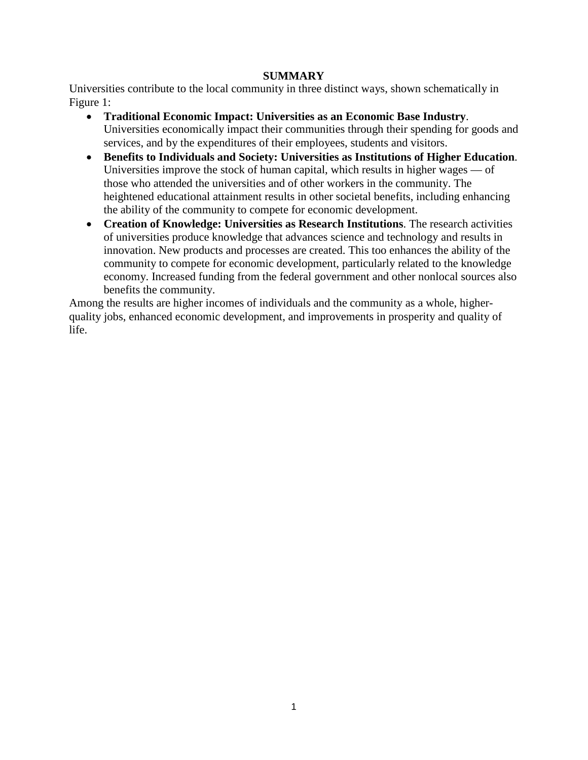## SUMMARY

Universities contribute to the local community in three distinct ways, shown schematically in Figure 1:

- **Traditional Economic Impact: Universities as an Economic Base Industry**. Universities economically impact their communities through their spending for goods and services, and by the expenditures of their employees, students and visitors.
- **Benefits to Individuals and Society: Universities as Institutions of Higher Education**. Universities improve the stock of human capital, which results in higher wages — of those who attended the universities and of other workers in the community. The heightened educational attainment results in other societal benefits, including enhancing the ability of the community to compete for economic development.
- **Creation of Knowledge: Universities as Research Institutions**. The research activities of universities produce knowledge that advances science and technology and results in innovation. New products and processes are created. This too enhances the ability of the community to compete for economic development, particularly related to the knowledge economy. Increased funding from the federal government and other nonlocal sources also benefits the community.

Among the results are higher incomes of individuals and the community as a whole, higher-quality jobs, enhanced economic development, and improvements in prosperity and quality of life.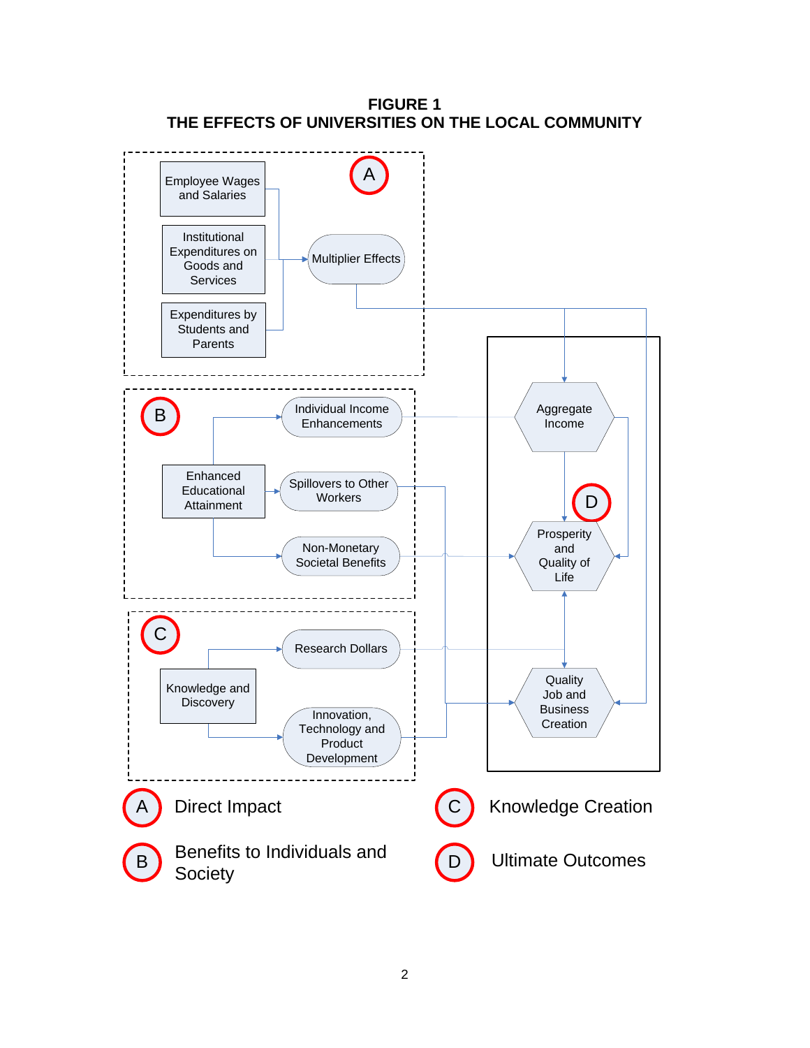**FIGURE 1**
**THE EFFECTS OF UNIVERSITIES ON THE LOCAL COMMUNITY**

A

Employee Wages and Salaries

Institutional Expenditures on Goods and Services

Expenditures by Students and Parents

Multiplier Effects

B

Individual Income Enhancements

Enhanced Educational Attainment

Spillovers to Other Workers

Non-Monetary Societal Benefits

C

Research Dollars

Knowledge and Discovery

Innovation, Technology and Product Development

D

Aggregate Income

Prosperity and Quality of Life

Quality Job and Business Creation

A — Direct Impact

B — Benefits to Individuals and Society

C — Knowledge Creation

D — Ultimate Outcomes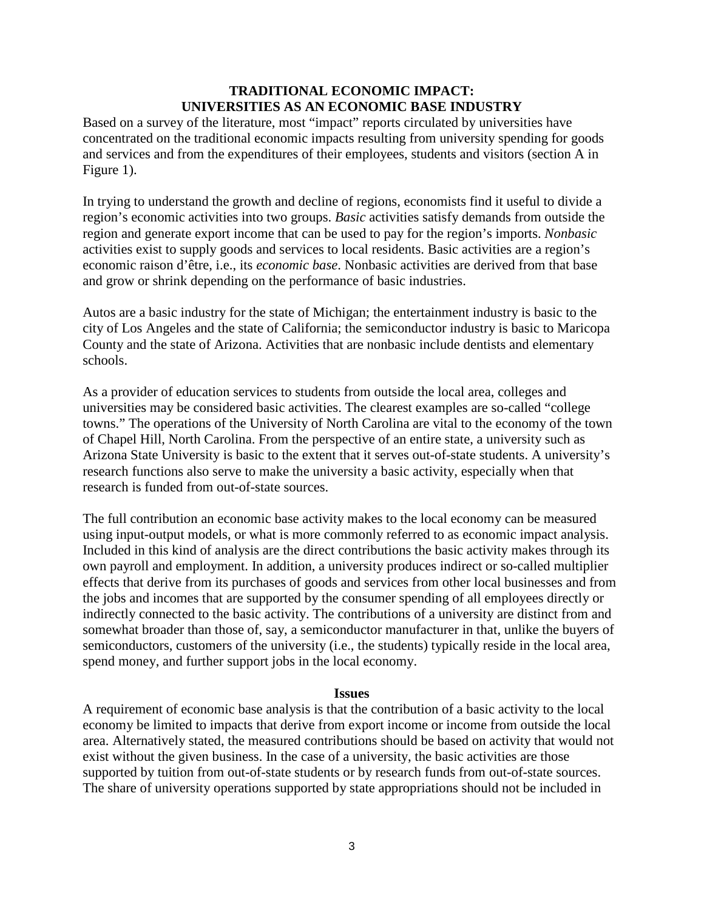## TRADITIONAL ECONOMIC IMPACT: UNIVERSITIES AS AN ECONOMIC BASE INDUSTRY

Based on a survey of the literature, most "impact" reports circulated by universities have concentrated on the traditional economic impacts resulting from university spending for goods and services and from the expenditures of their employees, students and visitors (section A in Figure 1).

In trying to understand the growth and decline of regions, economists find it useful to divide a region's economic activities into two groups. *Basic* activities satisfy demands from outside the region and generate export income that can be used to pay for the region's imports. *Nonbasic* activities exist to supply goods and services to local residents. Basic activities are a region's economic raison d'être, i.e., its *economic base*. Nonbasic activities are derived from that base and grow or shrink depending on the performance of basic industries.

Autos are a basic industry for the state of Michigan; the entertainment industry is basic to the city of Los Angeles and the state of California; the semiconductor industry is basic to Maricopa County and the state of Arizona. Activities that are nonbasic include dentists and elementary schools.

As a provider of education services to students from outside the local area, colleges and universities may be considered basic activities. The clearest examples are so-called "college towns." The operations of the University of North Carolina are vital to the economy of the town of Chapel Hill, North Carolina. From the perspective of an entire state, a university such as Arizona State University is basic to the extent that it serves out-of-state students. A university's research functions also serve to make the university a basic activity, especially when that research is funded from out-of-state sources.

The full contribution an economic base activity makes to the local economy can be measured using input-output models, or what is more commonly referred to as economic impact analysis. Included in this kind of analysis are the direct contributions the basic activity makes through its own payroll and employment. In addition, a university produces indirect or so-called multiplier effects that derive from its purchases of goods and services from other local businesses and from the jobs and incomes that are supported by the consumer spending of all employees directly or indirectly connected to the basic activity. The contributions of a university are distinct from and somewhat broader than those of, say, a semiconductor manufacturer in that, unlike the buyers of semiconductors, customers of the university (i.e., the students) typically reside in the local area, spend money, and further support jobs in the local economy.

### Issues

A requirement of economic base analysis is that the contribution of a basic activity to the local economy be limited to impacts that derive from export income or income from outside the local area. Alternatively stated, the measured contributions should be based on activity that would not exist without the given business. In the case of a university, the basic activities are those supported by tuition from out-of-state students or by research funds from out-of-state sources. The share of university operations supported by state appropriations should not be included in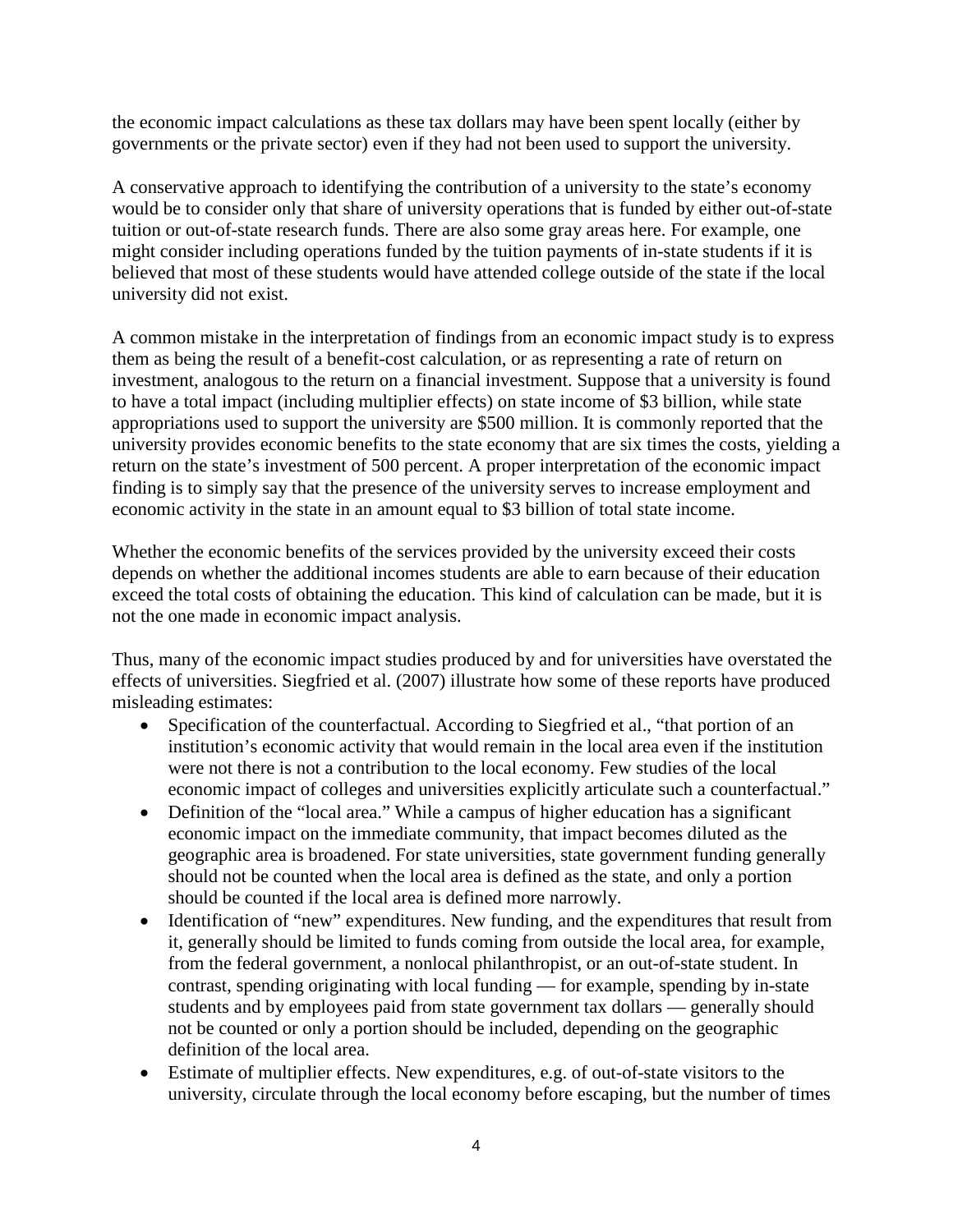the economic impact calculations as these tax dollars may have been spent locally (either by governments or the private sector) even if they had not been used to support the university.

A conservative approach to identifying the contribution of a university to the state's economy would be to consider only that share of university operations that is funded by either out-of-state tuition or out-of-state research funds. There are also some gray areas here. For example, one might consider including operations funded by the tuition payments of in-state students if it is believed that most of these students would have attended college outside of the state if the local university did not exist.

A common mistake in the interpretation of findings from an economic impact study is to express them as being the result of a benefit-cost calculation, or as representing a rate of return on investment, analogous to the return on a financial investment. Suppose that a university is found to have a total impact (including multiplier effects) on state income of $3 billion, while state appropriations used to support the university are $500 million. It is commonly reported that the university provides economic benefits to the state economy that are six times the costs, yielding a return on the state's investment of 500 percent. A proper interpretation of the economic impact finding is to simply say that the presence of the university serves to increase employment and economic activity in the state in an amount equal to $3 billion of total state income.

Whether the economic benefits of the services provided by the university exceed their costs depends on whether the additional incomes students are able to earn because of their education exceed the total costs of obtaining the education. This kind of calculation can be made, but it is not the one made in economic impact analysis.

Thus, many of the economic impact studies produced by and for universities have overstated the effects of universities. Siegfried et al. (2007) illustrate how some of these reports have produced misleading estimates:

- Specification of the counterfactual. According to Siegfried et al., "that portion of an institution's economic activity that would remain in the local area even if the institution were not there is not a contribution to the local economy. Few studies of the local economic impact of colleges and universities explicitly articulate such a counterfactual."
- Definition of the "local area." While a campus of higher education has a significant economic impact on the immediate community, that impact becomes diluted as the geographic area is broadened. For state universities, state government funding generally should not be counted when the local area is defined as the state, and only a portion should be counted if the local area is defined more narrowly.
- Identification of "new" expenditures. New funding, and the expenditures that result from it, generally should be limited to funds coming from outside the local area, for example, from the federal government, a nonlocal philanthropist, or an out-of-state student. In contrast, spending originating with local funding — for example, spending by in-state students and by employees paid from state government tax dollars — generally should not be counted or only a portion should be included, depending on the geographic definition of the local area.
- Estimate of multiplier effects. New expenditures, e.g. of out-of-state visitors to the university, circulate through the local economy before escaping, but the number of times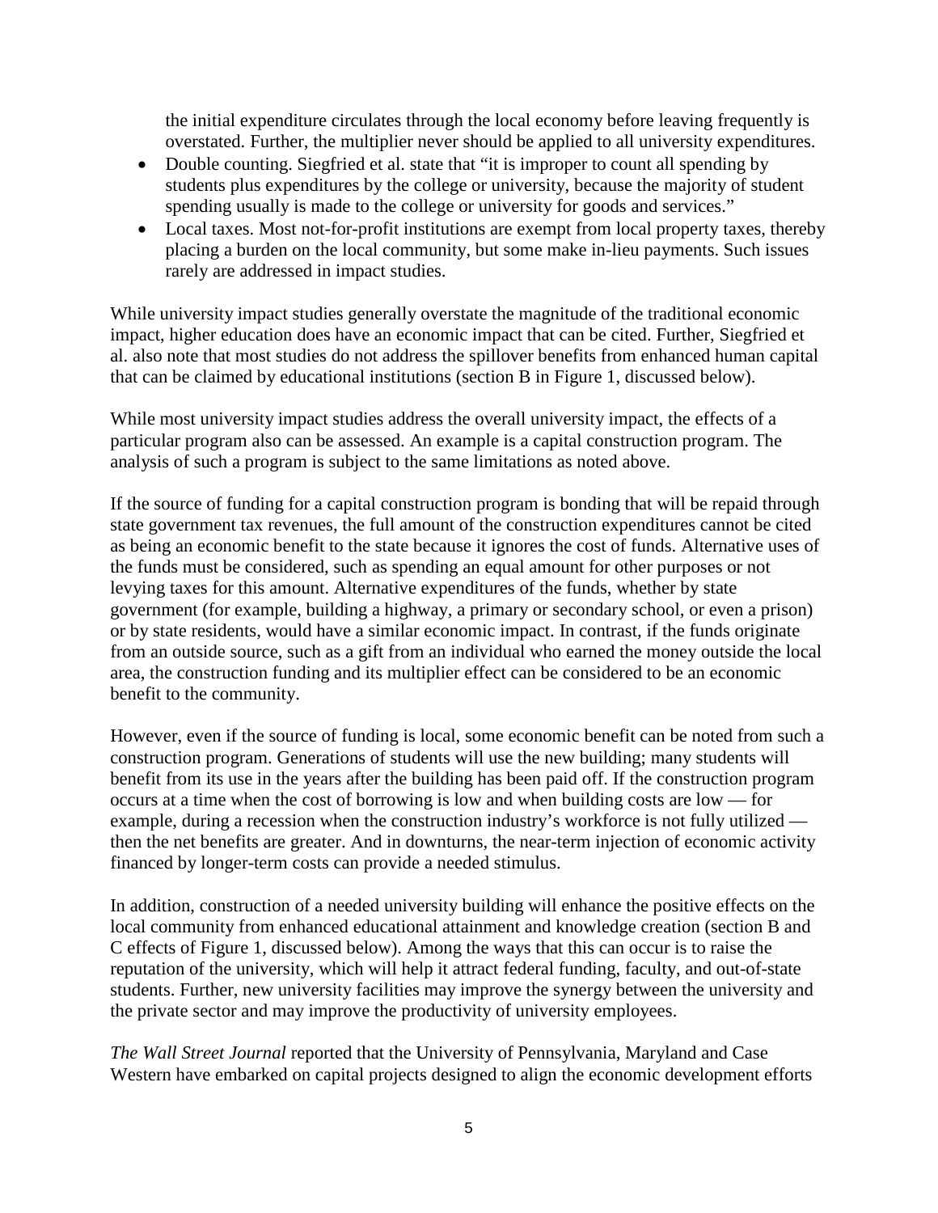the initial expenditure circulates through the local economy before leaving frequently is overstated. Further, the multiplier never should be applied to all university expenditures.

- Double counting. Siegfried et al. state that "it is improper to count all spending by students plus expenditures by the college or university, because the majority of student spending usually is made to the college or university for goods and services."
- Local taxes. Most not-for-profit institutions are exempt from local property taxes, thereby placing a burden on the local community, but some make in-lieu payments. Such issues rarely are addressed in impact studies.

While university impact studies generally overstate the magnitude of the traditional economic impact, higher education does have an economic impact that can be cited. Further, Siegfried et al. also note that most studies do not address the spillover benefits from enhanced human capital that can be claimed by educational institutions (section B in Figure 1, discussed below).

While most university impact studies address the overall university impact, the effects of a particular program also can be assessed. An example is a capital construction program. The analysis of such a program is subject to the same limitations as noted above.

If the source of funding for a capital construction program is bonding that will be repaid through state government tax revenues, the full amount of the construction expenditures cannot be cited as being an economic benefit to the state because it ignores the cost of funds. Alternative uses of the funds must be considered, such as spending an equal amount for other purposes or not levying taxes for this amount. Alternative expenditures of the funds, whether by state government (for example, building a highway, a primary or secondary school, or even a prison) or by state residents, would have a similar economic impact. In contrast, if the funds originate from an outside source, such as a gift from an individual who earned the money outside the local area, the construction funding and its multiplier effect can be considered to be an economic benefit to the community.

However, even if the source of funding is local, some economic benefit can be noted from such a construction program. Generations of students will use the new building; many students will benefit from its use in the years after the building has been paid off. If the construction program occurs at a time when the cost of borrowing is low and when building costs are low — for example, during a recession when the construction industry's workforce is not fully utilized — then the net benefits are greater. And in downturns, the near-term injection of economic activity financed by longer-term costs can provide a needed stimulus.

In addition, construction of a needed university building will enhance the positive effects on the local community from enhanced educational attainment and knowledge creation (section B and C effects of Figure 1, discussed below). Among the ways that this can occur is to raise the reputation of the university, which will help it attract federal funding, faculty, and out-of-state students. Further, new university facilities may improve the synergy between the university and the private sector and may improve the productivity of university employees.

*The Wall Street Journal* reported that the University of Pennsylvania, Maryland and Case Western have embarked on capital projects designed to align the economic development efforts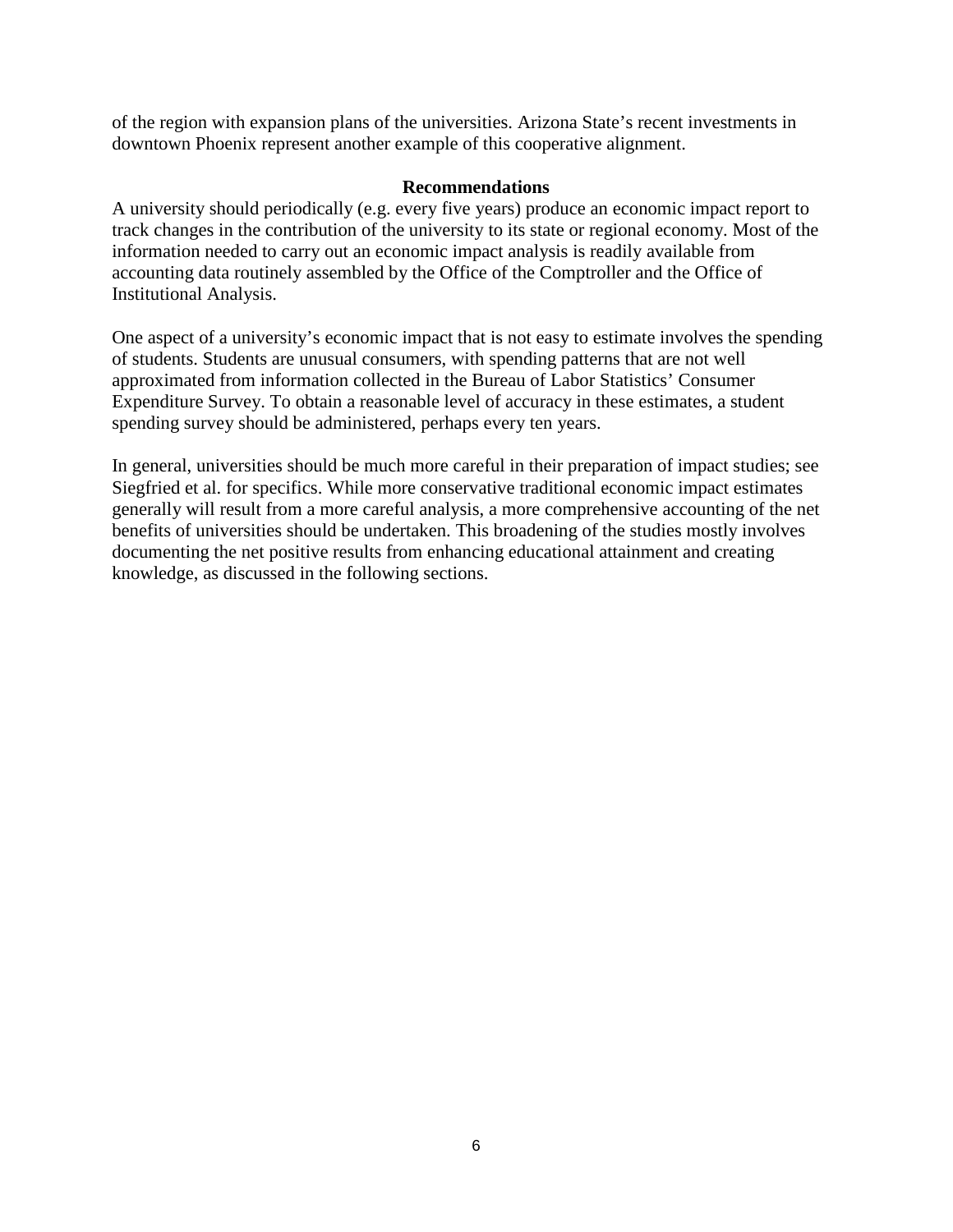of the region with expansion plans of the universities. Arizona State's recent investments in downtown Phoenix represent another example of this cooperative alignment.

## Recommendations

A university should periodically (e.g. every five years) produce an economic impact report to track changes in the contribution of the university to its state or regional economy. Most of the information needed to carry out an economic impact analysis is readily available from accounting data routinely assembled by the Office of the Comptroller and the Office of Institutional Analysis.

One aspect of a university's economic impact that is not easy to estimate involves the spending of students. Students are unusual consumers, with spending patterns that are not well approximated from information collected in the Bureau of Labor Statistics' Consumer Expenditure Survey. To obtain a reasonable level of accuracy in these estimates, a student spending survey should be administered, perhaps every ten years.

In general, universities should be much more careful in their preparation of impact studies; see Siegfried et al. for specifics. While more conservative traditional economic impact estimates generally will result from a more careful analysis, a more comprehensive accounting of the net benefits of universities should be undertaken. This broadening of the studies mostly involves documenting the net positive results from enhancing educational attainment and creating knowledge, as discussed in the following sections.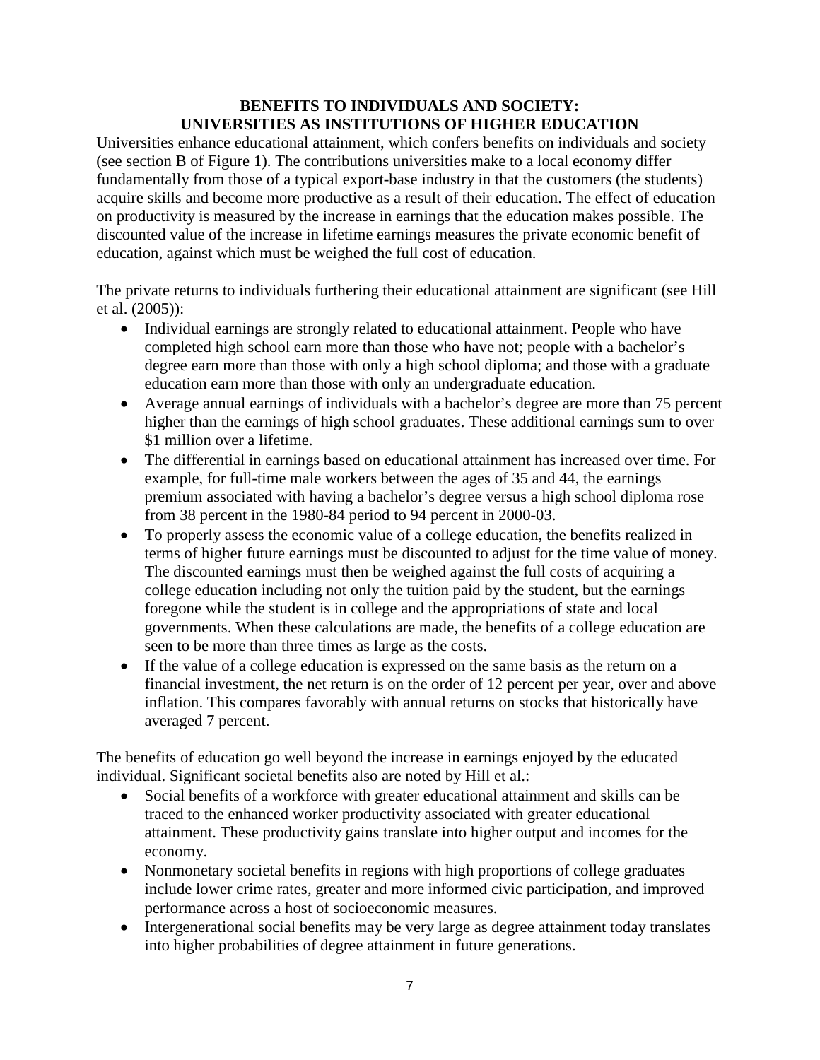## BENEFITS TO INDIVIDUALS AND SOCIETY: UNIVERSITIES AS INSTITUTIONS OF HIGHER EDUCATION

Universities enhance educational attainment, which confers benefits on individuals and society (see section B of Figure 1). The contributions universities make to a local economy differ fundamentally from those of a typical export-base industry in that the customers (the students) acquire skills and become more productive as a result of their education. The effect of education on productivity is measured by the increase in earnings that the education makes possible. The discounted value of the increase in lifetime earnings measures the private economic benefit of education, against which must be weighed the full cost of education.

The private returns to individuals furthering their educational attainment are significant (see Hill et al. (2005)):

- Individual earnings are strongly related to educational attainment. People who have completed high school earn more than those who have not; people with a bachelor's degree earn more than those with only a high school diploma; and those with a graduate education earn more than those with only an undergraduate education.
- Average annual earnings of individuals with a bachelor's degree are more than 75 percent higher than the earnings of high school graduates. These additional earnings sum to over \$1 million over a lifetime.
- The differential in earnings based on educational attainment has increased over time. For example, for full-time male workers between the ages of 35 and 44, the earnings premium associated with having a bachelor's degree versus a high school diploma rose from 38 percent in the 1980-84 period to 94 percent in 2000-03.
- To properly assess the economic value of a college education, the benefits realized in terms of higher future earnings must be discounted to adjust for the time value of money. The discounted earnings must then be weighed against the full costs of acquiring a college education including not only the tuition paid by the student, but the earnings foregone while the student is in college and the appropriations of state and local governments. When these calculations are made, the benefits of a college education are seen to be more than three times as large as the costs.
- If the value of a college education is expressed on the same basis as the return on a financial investment, the net return is on the order of 12 percent per year, over and above inflation. This compares favorably with annual returns on stocks that historically have averaged 7 percent.

The benefits of education go well beyond the increase in earnings enjoyed by the educated individual. Significant societal benefits also are noted by Hill et al.:

- Social benefits of a workforce with greater educational attainment and skills can be traced to the enhanced worker productivity associated with greater educational attainment. These productivity gains translate into higher output and incomes for the economy.
- Nonmonetary societal benefits in regions with high proportions of college graduates include lower crime rates, greater and more informed civic participation, and improved performance across a host of socioeconomic measures.
- Intergenerational social benefits may be very large as degree attainment today translates into higher probabilities of degree attainment in future generations.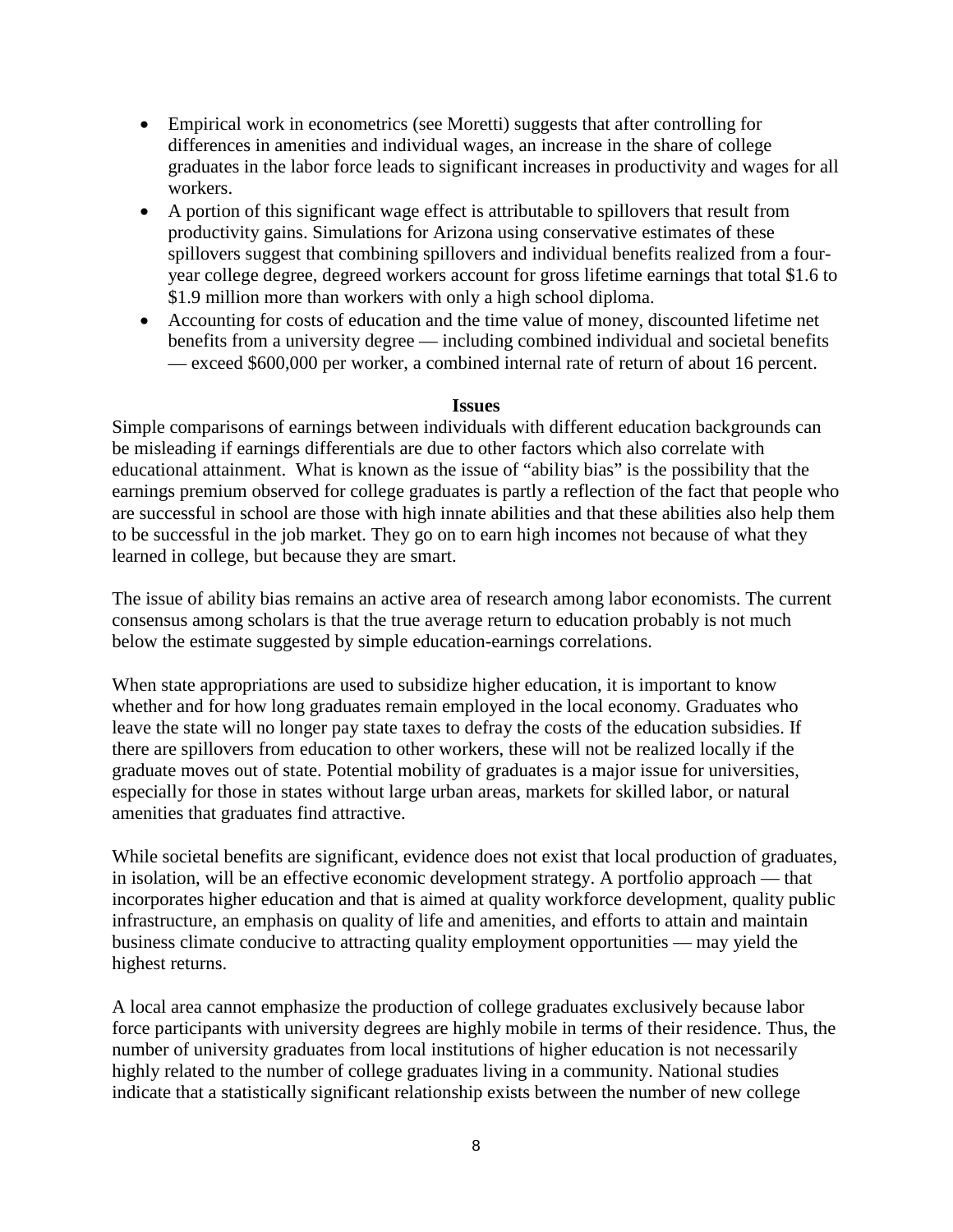- Empirical work in econometrics (see Moretti) suggests that after controlling for differences in amenities and individual wages, an increase in the share of college graduates in the labor force leads to significant increases in productivity and wages for all workers.
- A portion of this significant wage effect is attributable to spillovers that result from productivity gains. Simulations for Arizona using conservative estimates of these spillovers suggest that combining spillovers and individual benefits realized from a four-year college degree, degreed workers account for gross lifetime earnings that total $1.6 to $1.9 million more than workers with only a high school diploma.
- Accounting for costs of education and the time value of money, discounted lifetime net benefits from a university degree — including combined individual and societal benefits — exceed $600,000 per worker, a combined internal rate of return of about 16 percent.

## Issues

Simple comparisons of earnings between individuals with different education backgrounds can be misleading if earnings differentials are due to other factors which also correlate with educational attainment. What is known as the issue of "ability bias" is the possibility that the earnings premium observed for college graduates is partly a reflection of the fact that people who are successful in school are those with high innate abilities and that these abilities also help them to be successful in the job market. They go on to earn high incomes not because of what they learned in college, but because they are smart.

The issue of ability bias remains an active area of research among labor economists. The current consensus among scholars is that the true average return to education probably is not much below the estimate suggested by simple education-earnings correlations.

When state appropriations are used to subsidize higher education, it is important to know whether and for how long graduates remain employed in the local economy. Graduates who leave the state will no longer pay state taxes to defray the costs of the education subsidies. If there are spillovers from education to other workers, these will not be realized locally if the graduate moves out of state. Potential mobility of graduates is a major issue for universities, especially for those in states without large urban areas, markets for skilled labor, or natural amenities that graduates find attractive.

While societal benefits are significant, evidence does not exist that local production of graduates, in isolation, will be an effective economic development strategy. A portfolio approach — that incorporates higher education and that is aimed at quality workforce development, quality public infrastructure, an emphasis on quality of life and amenities, and efforts to attain and maintain business climate conducive to attracting quality employment opportunities — may yield the highest returns.

A local area cannot emphasize the production of college graduates exclusively because labor force participants with university degrees are highly mobile in terms of their residence. Thus, the number of university graduates from local institutions of higher education is not necessarily highly related to the number of college graduates living in a community. National studies indicate that a statistically significant relationship exists between the number of new college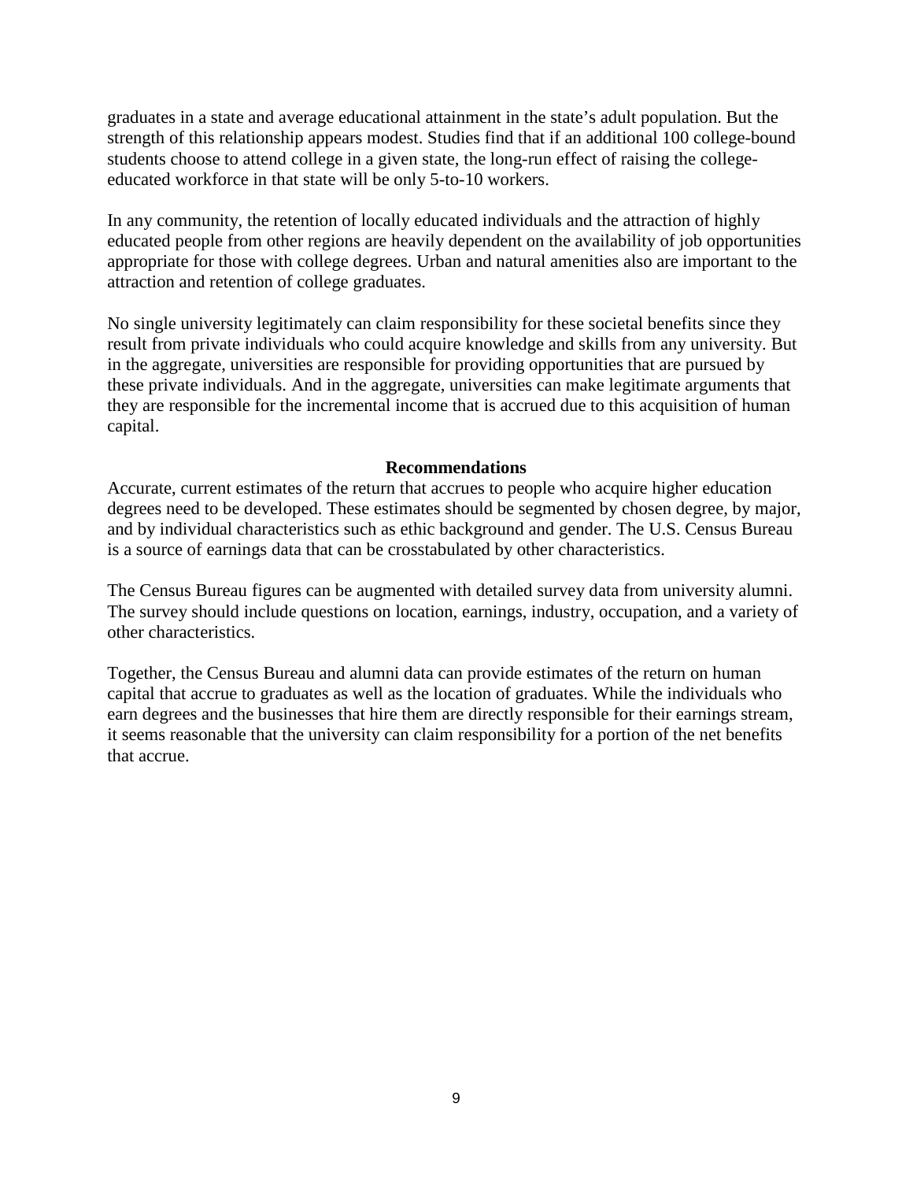graduates in a state and average educational attainment in the state's adult population. But the strength of this relationship appears modest. Studies find that if an additional 100 college-bound students choose to attend college in a given state, the long-run effect of raising the college-educated workforce in that state will be only 5-to-10 workers.

In any community, the retention of locally educated individuals and the attraction of highly educated people from other regions are heavily dependent on the availability of job opportunities appropriate for those with college degrees. Urban and natural amenities also are important to the attraction and retention of college graduates.

No single university legitimately can claim responsibility for these societal benefits since they result from private individuals who could acquire knowledge and skills from any university. But in the aggregate, universities are responsible for providing opportunities that are pursued by these private individuals. And in the aggregate, universities can make legitimate arguments that they are responsible for the incremental income that is accrued due to this acquisition of human capital.

## Recommendations

Accurate, current estimates of the return that accrues to people who acquire higher education degrees need to be developed. These estimates should be segmented by chosen degree, by major, and by individual characteristics such as ethic background and gender. The U.S. Census Bureau is a source of earnings data that can be crosstabulated by other characteristics.

The Census Bureau figures can be augmented with detailed survey data from university alumni. The survey should include questions on location, earnings, industry, occupation, and a variety of other characteristics.

Together, the Census Bureau and alumni data can provide estimates of the return on human capital that accrue to graduates as well as the location of graduates. While the individuals who earn degrees and the businesses that hire them are directly responsible for their earnings stream, it seems reasonable that the university can claim responsibility for a portion of the net benefits that accrue.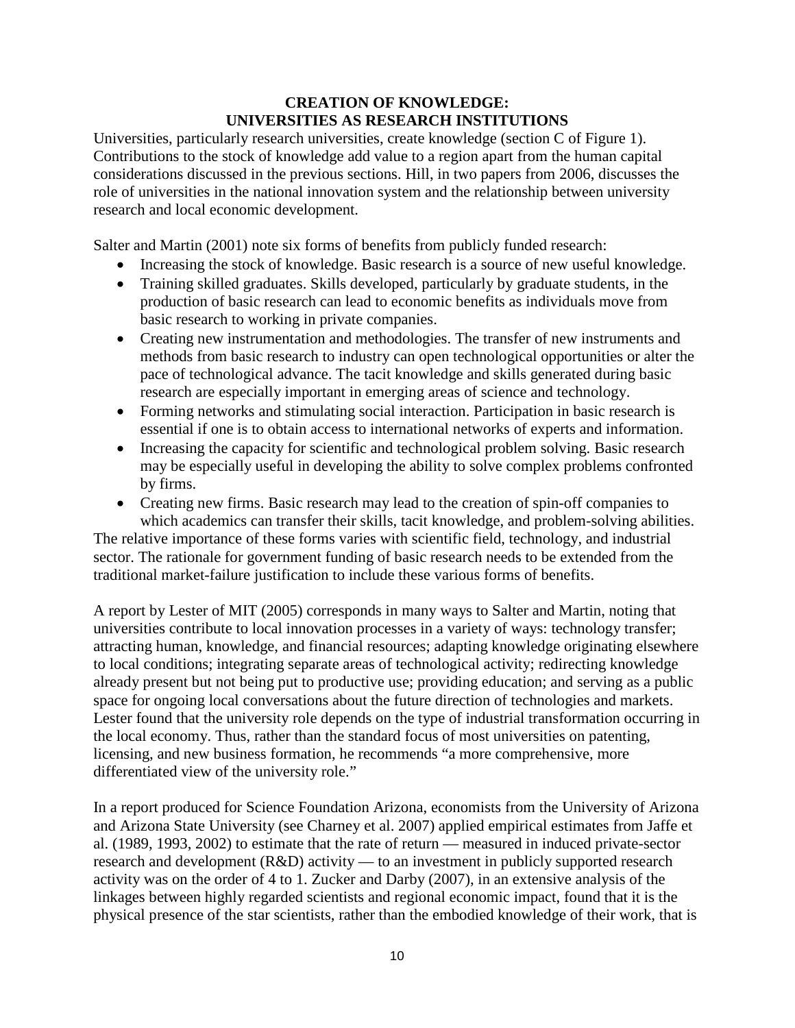## CREATION OF KNOWLEDGE: UNIVERSITIES AS RESEARCH INSTITUTIONS

Universities, particularly research universities, create knowledge (section C of Figure 1). Contributions to the stock of knowledge add value to a region apart from the human capital considerations discussed in the previous sections. Hill, in two papers from 2006, discusses the role of universities in the national innovation system and the relationship between university research and local economic development.

Salter and Martin (2001) note six forms of benefits from publicly funded research:

- Increasing the stock of knowledge. Basic research is a source of new useful knowledge.
- Training skilled graduates. Skills developed, particularly by graduate students, in the production of basic research can lead to economic benefits as individuals move from basic research to working in private companies.
- Creating new instrumentation and methodologies. The transfer of new instruments and methods from basic research to industry can open technological opportunities or alter the pace of technological advance. The tacit knowledge and skills generated during basic research are especially important in emerging areas of science and technology.
- Forming networks and stimulating social interaction. Participation in basic research is essential if one is to obtain access to international networks of experts and information.
- Increasing the capacity for scientific and technological problem solving. Basic research may be especially useful in developing the ability to solve complex problems confronted by firms.
- Creating new firms. Basic research may lead to the creation of spin-off companies to which academics can transfer their skills, tacit knowledge, and problem-solving abilities.

The relative importance of these forms varies with scientific field, technology, and industrial sector. The rationale for government funding of basic research needs to be extended from the traditional market-failure justification to include these various forms of benefits.

A report by Lester of MIT (2005) corresponds in many ways to Salter and Martin, noting that universities contribute to local innovation processes in a variety of ways: technology transfer; attracting human, knowledge, and financial resources; adapting knowledge originating elsewhere to local conditions; integrating separate areas of technological activity; redirecting knowledge already present but not being put to productive use; providing education; and serving as a public space for ongoing local conversations about the future direction of technologies and markets. Lester found that the university role depends on the type of industrial transformation occurring in the local economy. Thus, rather than the standard focus of most universities on patenting, licensing, and new business formation, he recommends "a more comprehensive, more differentiated view of the university role."

In a report produced for Science Foundation Arizona, economists from the University of Arizona and Arizona State University (see Charney et al. 2007) applied empirical estimates from Jaffe et al. (1989, 1993, 2002) to estimate that the rate of return — measured in induced private-sector research and development (R&D) activity — to an investment in publicly supported research activity was on the order of 4 to 1. Zucker and Darby (2007), in an extensive analysis of the linkages between highly regarded scientists and regional economic impact, found that it is the physical presence of the star scientists, rather than the embodied knowledge of their work, that is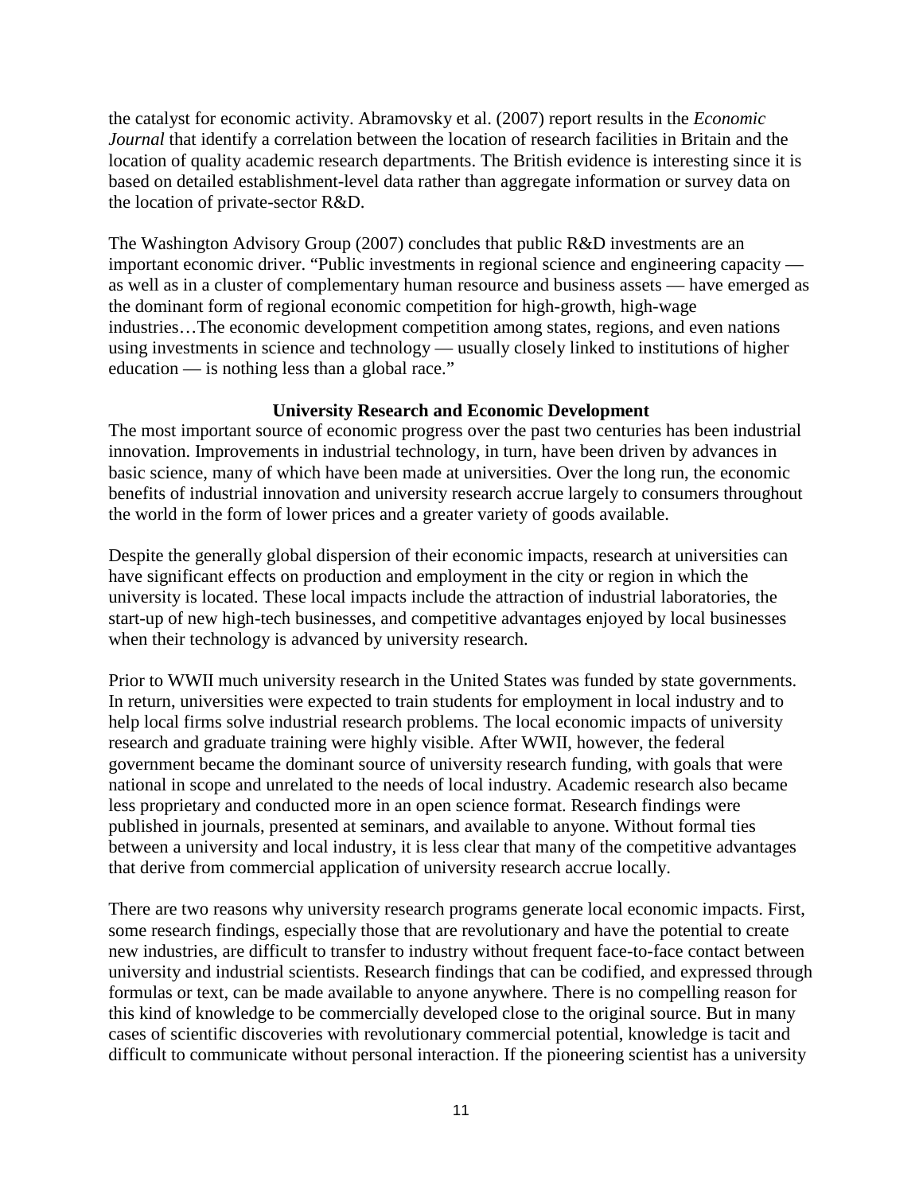the catalyst for economic activity. Abramovsky et al. (2007) report results in the *Economic Journal* that identify a correlation between the location of research facilities in Britain and the location of quality academic research departments. The British evidence is interesting since it is based on detailed establishment-level data rather than aggregate information or survey data on the location of private-sector R&D.

The Washington Advisory Group (2007) concludes that public R&D investments are an important economic driver. "Public investments in regional science and engineering capacity — as well as in a cluster of complementary human resource and business assets — have emerged as the dominant form of regional economic competition for high-growth, high-wage industries…The economic development competition among states, regions, and even nations using investments in science and technology — usually closely linked to institutions of higher education — is nothing less than a global race."

### University Research and Economic Development

The most important source of economic progress over the past two centuries has been industrial innovation. Improvements in industrial technology, in turn, have been driven by advances in basic science, many of which have been made at universities. Over the long run, the economic benefits of industrial innovation and university research accrue largely to consumers throughout the world in the form of lower prices and a greater variety of goods available.

Despite the generally global dispersion of their economic impacts, research at universities can have significant effects on production and employment in the city or region in which the university is located. These local impacts include the attraction of industrial laboratories, the start-up of new high-tech businesses, and competitive advantages enjoyed by local businesses when their technology is advanced by university research.

Prior to WWII much university research in the United States was funded by state governments. In return, universities were expected to train students for employment in local industry and to help local firms solve industrial research problems. The local economic impacts of university research and graduate training were highly visible. After WWII, however, the federal government became the dominant source of university research funding, with goals that were national in scope and unrelated to the needs of local industry. Academic research also became less proprietary and conducted more in an open science format. Research findings were published in journals, presented at seminars, and available to anyone. Without formal ties between a university and local industry, it is less clear that many of the competitive advantages that derive from commercial application of university research accrue locally.

There are two reasons why university research programs generate local economic impacts. First, some research findings, especially those that are revolutionary and have the potential to create new industries, are difficult to transfer to industry without frequent face-to-face contact between university and industrial scientists. Research findings that can be codified, and expressed through formulas or text, can be made available to anyone anywhere. There is no compelling reason for this kind of knowledge to be commercially developed close to the original source. But in many cases of scientific discoveries with revolutionary commercial potential, knowledge is tacit and difficult to communicate without personal interaction. If the pioneering scientist has a university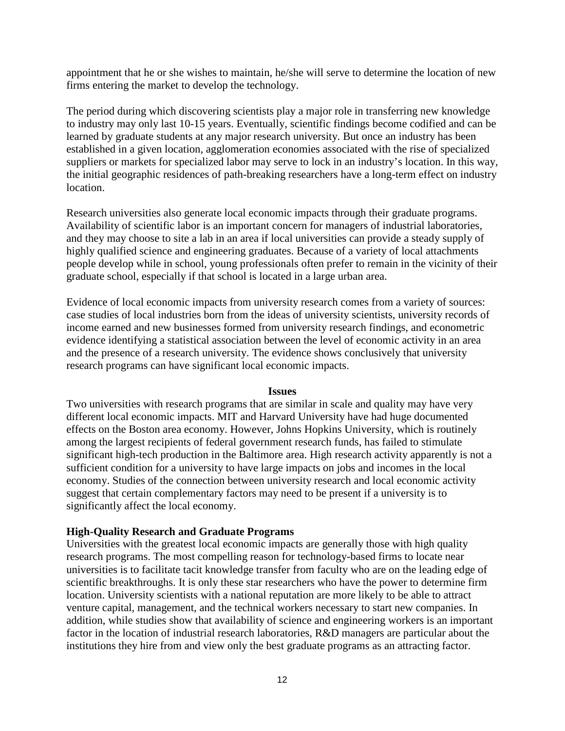appointment that he or she wishes to maintain, he/she will serve to determine the location of new firms entering the market to develop the technology.

The period during which discovering scientists play a major role in transferring new knowledge to industry may only last 10-15 years. Eventually, scientific findings become codified and can be learned by graduate students at any major research university. But once an industry has been established in a given location, agglomeration economies associated with the rise of specialized suppliers or markets for specialized labor may serve to lock in an industry's location. In this way, the initial geographic residences of path-breaking researchers have a long-term effect on industry location.

Research universities also generate local economic impacts through their graduate programs. Availability of scientific labor is an important concern for managers of industrial laboratories, and they may choose to site a lab in an area if local universities can provide a steady supply of highly qualified science and engineering graduates. Because of a variety of local attachments people develop while in school, young professionals often prefer to remain in the vicinity of their graduate school, especially if that school is located in a large urban area.

Evidence of local economic impacts from university research comes from a variety of sources: case studies of local industries born from the ideas of university scientists, university records of income earned and new businesses formed from university research findings, and econometric evidence identifying a statistical association between the level of economic activity in an area and the presence of a research university. The evidence shows conclusively that university research programs can have significant local economic impacts.

## Issues

Two universities with research programs that are similar in scale and quality may have very different local economic impacts. MIT and Harvard University have had huge documented effects on the Boston area economy. However, Johns Hopkins University, which is routinely among the largest recipients of federal government research funds, has failed to stimulate significant high-tech production in the Baltimore area. High research activity apparently is not a sufficient condition for a university to have large impacts on jobs and incomes in the local economy. Studies of the connection between university research and local economic activity suggest that certain complementary factors may need to be present if a university is to significantly affect the local economy.

### High-Quality Research and Graduate Programs

Universities with the greatest local economic impacts are generally those with high quality research programs. The most compelling reason for technology-based firms to locate near universities is to facilitate tacit knowledge transfer from faculty who are on the leading edge of scientific breakthroughs. It is only these star researchers who have the power to determine firm location. University scientists with a national reputation are more likely to be able to attract venture capital, management, and the technical workers necessary to start new companies. In addition, while studies show that availability of science and engineering workers is an important factor in the location of industrial research laboratories, R&D managers are particular about the institutions they hire from and view only the best graduate programs as an attracting factor.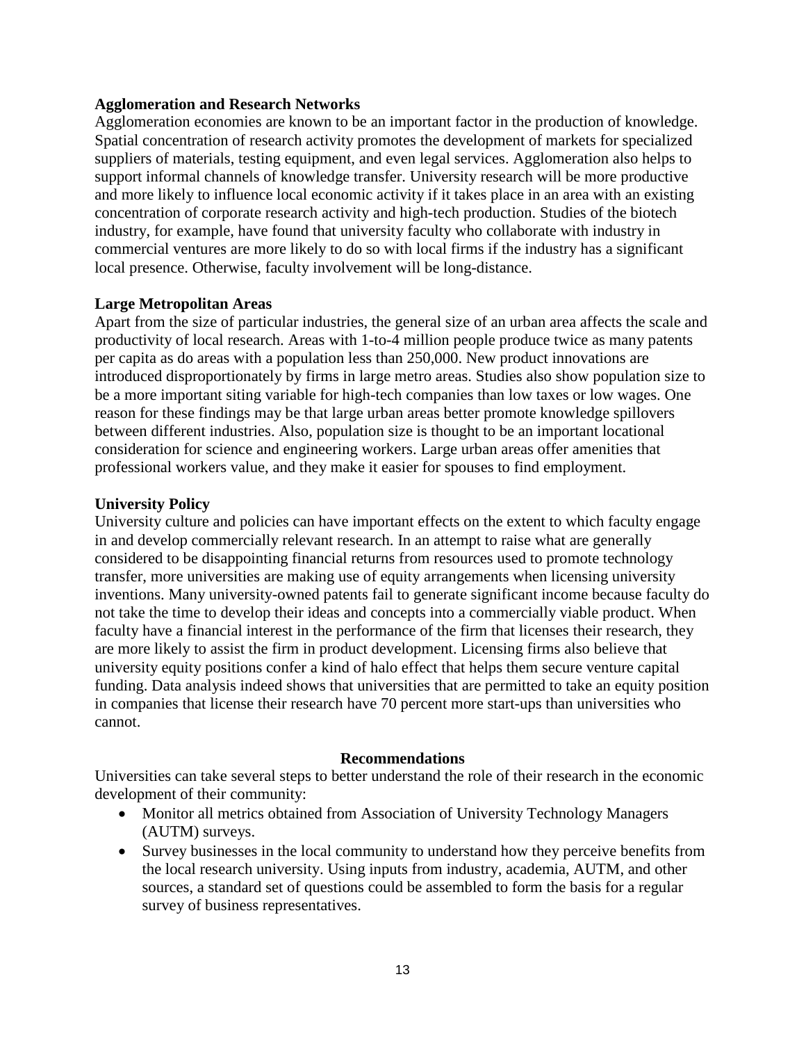**Agglomeration and Research Networks**

Agglomeration economies are known to be an important factor in the production of knowledge. Spatial concentration of research activity promotes the development of markets for specialized suppliers of materials, testing equipment, and even legal services. Agglomeration also helps to support informal channels of knowledge transfer. University research will be more productive and more likely to influence local economic activity if it takes place in an area with an existing concentration of corporate research activity and high-tech production. Studies of the biotech industry, for example, have found that university faculty who collaborate with industry in commercial ventures are more likely to do so with local firms if the industry has a significant local presence. Otherwise, faculty involvement will be long-distance.

**Large Metropolitan Areas**

Apart from the size of particular industries, the general size of an urban area affects the scale and productivity of local research. Areas with 1-to-4 million people produce twice as many patents per capita as do areas with a population less than 250,000. New product innovations are introduced disproportionately by firms in large metro areas. Studies also show population size to be a more important siting variable for high-tech companies than low taxes or low wages. One reason for these findings may be that large urban areas better promote knowledge spillovers between different industries. Also, population size is thought to be an important locational consideration for science and engineering workers. Large urban areas offer amenities that professional workers value, and they make it easier for spouses to find employment.

**University Policy**

University culture and policies can have important effects on the extent to which faculty engage in and develop commercially relevant research. In an attempt to raise what are generally considered to be disappointing financial returns from resources used to promote technology transfer, more universities are making use of equity arrangements when licensing university inventions. Many university-owned patents fail to generate significant income because faculty do not take the time to develop their ideas and concepts into a commercially viable product. When faculty have a financial interest in the performance of the firm that licenses their research, they are more likely to assist the firm in product development. Licensing firms also believe that university equity positions confer a kind of halo effect that helps them secure venture capital funding. Data analysis indeed shows that universities that are permitted to take an equity position in companies that license their research have 70 percent more start-ups than universities who cannot.

## Recommendations

Universities can take several steps to better understand the role of their research in the economic development of their community:

- Monitor all metrics obtained from Association of University Technology Managers (AUTM) surveys.
- Survey businesses in the local community to understand how they perceive benefits from the local research university. Using inputs from industry, academia, AUTM, and other sources, a standard set of questions could be assembled to form the basis for a regular survey of business representatives.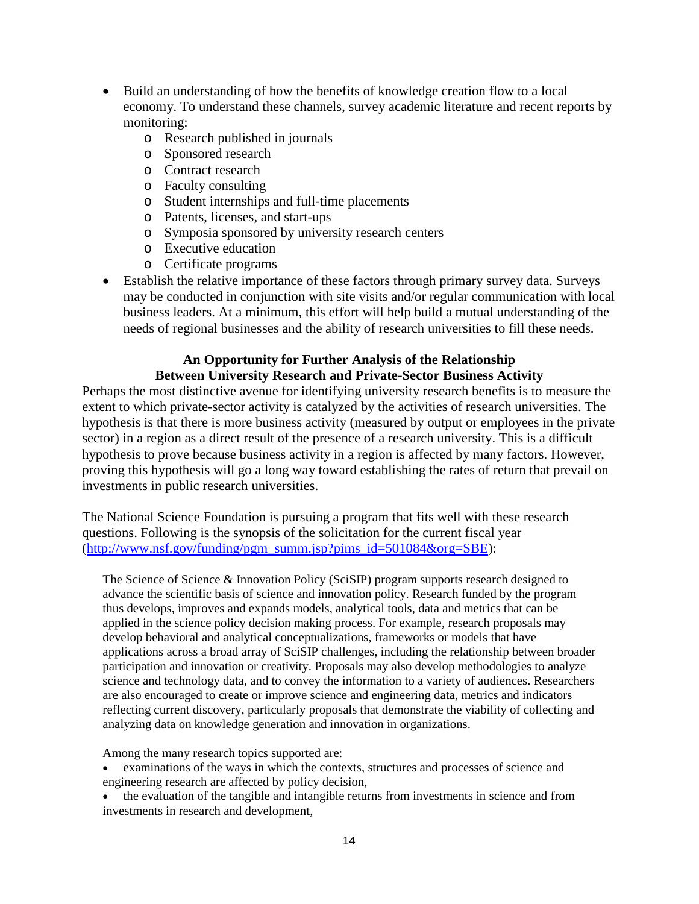- Build an understanding of how the benefits of knowledge creation flow to a local economy. To understand these channels, survey academic literature and recent reports by monitoring:
  - Research published in journals
  - Sponsored research
  - Contract research
  - Faculty consulting
  - Student internships and full-time placements
  - Patents, licenses, and start-ups
  - Symposia sponsored by university research centers
  - Executive education
  - Certificate programs
- Establish the relative importance of these factors through primary survey data. Surveys may be conducted in conjunction with site visits and/or regular communication with local business leaders. At a minimum, this effort will help build a mutual understanding of the needs of regional businesses and the ability of research universities to fill these needs.

## An Opportunity for Further Analysis of the Relationship Between University Research and Private-Sector Business Activity

Perhaps the most distinctive avenue for identifying university research benefits is to measure the extent to which private-sector activity is catalyzed by the activities of research universities. The hypothesis is that there is more business activity (measured by output or employees in the private sector) in a region as a direct result of the presence of a research university. This is a difficult hypothesis to prove because business activity in a region is affected by many factors. However, proving this hypothesis will go a long way toward establishing the rates of return that prevail on investments in public research universities.

The National Science Foundation is pursuing a program that fits well with these research questions. Following is the synopsis of the solicitation for the current fiscal year (http://www.nsf.gov/funding/pgm_summ.jsp?pims_id=501084&org=SBE):

> The Science of Science & Innovation Policy (SciSIP) program supports research designed to advance the scientific basis of science and innovation policy. Research funded by the program thus develops, improves and expands models, analytical tools, data and metrics that can be applied in the science policy decision making process. For example, research proposals may develop behavioral and analytical conceptualizations, frameworks or models that have applications across a broad array of SciSIP challenges, including the relationship between broader participation and innovation or creativity. Proposals may also develop methodologies to analyze science and technology data, and to convey the information to a variety of audiences. Researchers are also encouraged to create or improve science and engineering data, metrics and indicators reflecting current discovery, particularly proposals that demonstrate the viability of collecting and analyzing data on knowledge generation and innovation in organizations.
>
> Among the many research topics supported are:
>
> - examinations of the ways in which the contexts, structures and processes of science and engineering research are affected by policy decision,
> - the evaluation of the tangible and intangible returns from investments in science and from investments in research and development,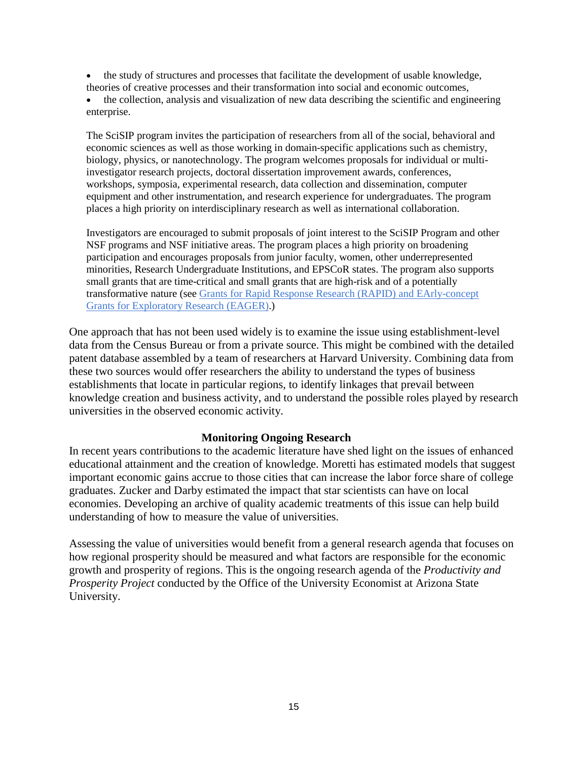- the study of structures and processes that facilitate the development of usable knowledge, theories of creative processes and their transformation into social and economic outcomes,
- the collection, analysis and visualization of new data describing the scientific and engineering enterprise.

> The SciSIP program invites the participation of researchers from all of the social, behavioral and economic sciences as well as those working in domain-specific applications such as chemistry, biology, physics, or nanotechnology. The program welcomes proposals for individual or multi-investigator research projects, doctoral dissertation improvement awards, conferences, workshops, symposia, experimental research, data collection and dissemination, computer equipment and other instrumentation, and research experience for undergraduates. The program places a high priority on interdisciplinary research as well as international collaboration.
>
> Investigators are encouraged to submit proposals of joint interest to the SciSIP Program and other NSF programs and NSF initiative areas. The program places a high priority on broadening participation and encourages proposals from junior faculty, women, other underrepresented minorities, Research Undergraduate Institutions, and EPSCoR states. The program also supports small grants that are time-critical and small grants that are high-risk and of a potentially transformative nature (see Grants for Rapid Response Research (RAPID) and EArly-concept Grants for Exploratory Research (EAGER).)

One approach that has not been used widely is to examine the issue using establishment-level data from the Census Bureau or from a private source. This might be combined with the detailed patent database assembled by a team of researchers at Harvard University. Combining data from these two sources would offer researchers the ability to understand the types of business establishments that locate in particular regions, to identify linkages that prevail between knowledge creation and business activity, and to understand the possible roles played by research universities in the observed economic activity.

## Monitoring Ongoing Research

In recent years contributions to the academic literature have shed light on the issues of enhanced educational attainment and the creation of knowledge. Moretti has estimated models that suggest important economic gains accrue to those cities that can increase the labor force share of college graduates. Zucker and Darby estimated the impact that star scientists can have on local economies. Developing an archive of quality academic treatments of this issue can help build understanding of how to measure the value of universities.

Assessing the value of universities would benefit from a general research agenda that focuses on how regional prosperity should be measured and what factors are responsible for the economic growth and prosperity of regions. This is the ongoing research agenda of the *Productivity and Prosperity Project* conducted by the Office of the University Economist at Arizona State University.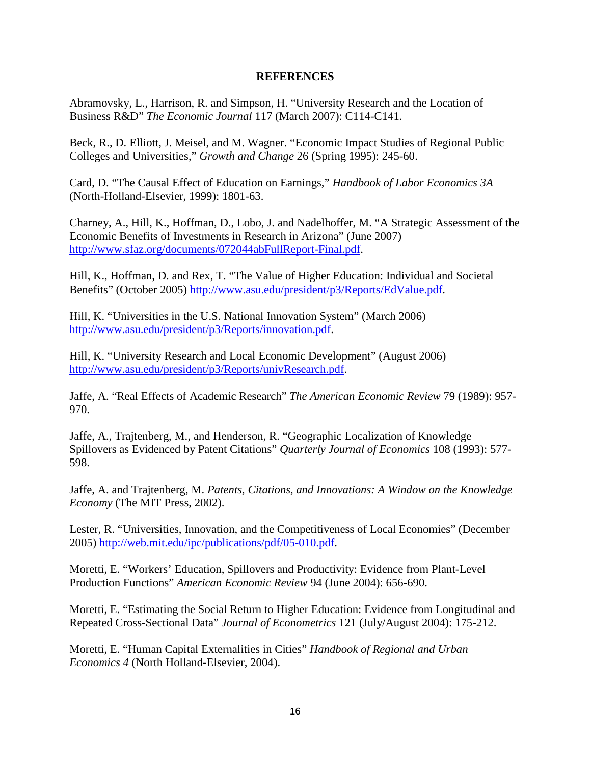## REFERENCES

Abramovsky, L., Harrison, R. and Simpson, H. "University Research and the Location of Business R&D" *The Economic Journal* 117 (March 2007): C114-C141.

Beck, R., D. Elliott, J. Meisel, and M. Wagner. "Economic Impact Studies of Regional Public Colleges and Universities," *Growth and Change* 26 (Spring 1995): 245-60.

Card, D. "The Causal Effect of Education on Earnings," *Handbook of Labor Economics 3A* (North-Holland-Elsevier, 1999): 1801-63.

Charney, A., Hill, K., Hoffman, D., Lobo, J. and Nadelhoffer, M. "A Strategic Assessment of the Economic Benefits of Investments in Research in Arizona" (June 2007) http://www.sfaz.org/documents/072044abFullReport-Final.pdf.

Hill, K., Hoffman, D. and Rex, T. "The Value of Higher Education: Individual and Societal Benefits" (October 2005) http://www.asu.edu/president/p3/Reports/EdValue.pdf.

Hill, K. "Universities in the U.S. National Innovation System" (March 2006) http://www.asu.edu/president/p3/Reports/innovation.pdf.

Hill, K. "University Research and Local Economic Development" (August 2006) http://www.asu.edu/president/p3/Reports/univResearch.pdf.

Jaffe, A. "Real Effects of Academic Research" *The American Economic Review* 79 (1989): 957-970.

Jaffe, A., Trajtenberg, M., and Henderson, R. "Geographic Localization of Knowledge Spillovers as Evidenced by Patent Citations" *Quarterly Journal of Economics* 108 (1993): 577-598.

Jaffe, A. and Trajtenberg, M. *Patents, Citations, and Innovations: A Window on the Knowledge Economy* (The MIT Press, 2002).

Lester, R. "Universities, Innovation, and the Competitiveness of Local Economies" (December 2005) http://web.mit.edu/ipc/publications/pdf/05-010.pdf.

Moretti, E. "Workers' Education, Spillovers and Productivity: Evidence from Plant-Level Production Functions" *American Economic Review* 94 (June 2004): 656-690.

Moretti, E. "Estimating the Social Return to Higher Education: Evidence from Longitudinal and Repeated Cross-Sectional Data" *Journal of Econometrics* 121 (July/August 2004): 175-212.

Moretti, E. "Human Capital Externalities in Cities" *Handbook of Regional and Urban Economics 4* (North Holland-Elsevier, 2004).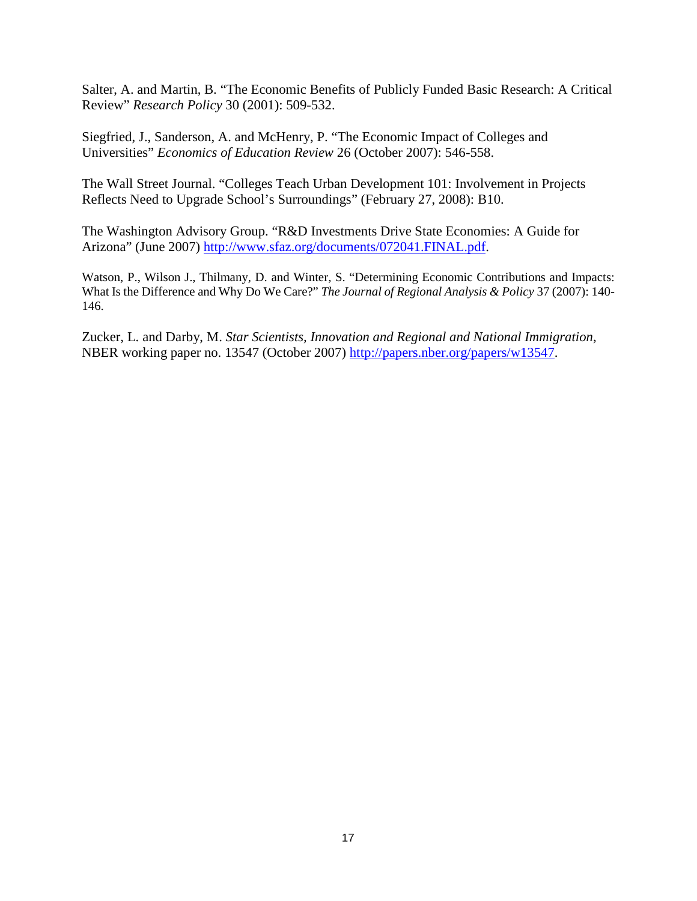Salter, A. and Martin, B. "The Economic Benefits of Publicly Funded Basic Research: A Critical Review" *Research Policy* 30 (2001): 509-532.

Siegfried, J., Sanderson, A. and McHenry, P. "The Economic Impact of Colleges and Universities" *Economics of Education Review* 26 (October 2007): 546-558.

The Wall Street Journal. "Colleges Teach Urban Development 101: Involvement in Projects Reflects Need to Upgrade School's Surroundings" (February 27, 2008): B10.

The Washington Advisory Group. "R&D Investments Drive State Economies: A Guide for Arizona" (June 2007) http://www.sfaz.org/documents/072041.FINAL.pdf.

Watson, P., Wilson J., Thilmany, D. and Winter, S. "Determining Economic Contributions and Impacts: What Is the Difference and Why Do We Care?" *The Journal of Regional Analysis & Policy* 37 (2007): 140-146.

Zucker, L. and Darby, M. *Star Scientists, Innovation and Regional and National Immigration*, NBER working paper no. 13547 (October 2007) http://papers.nber.org/papers/w13547.